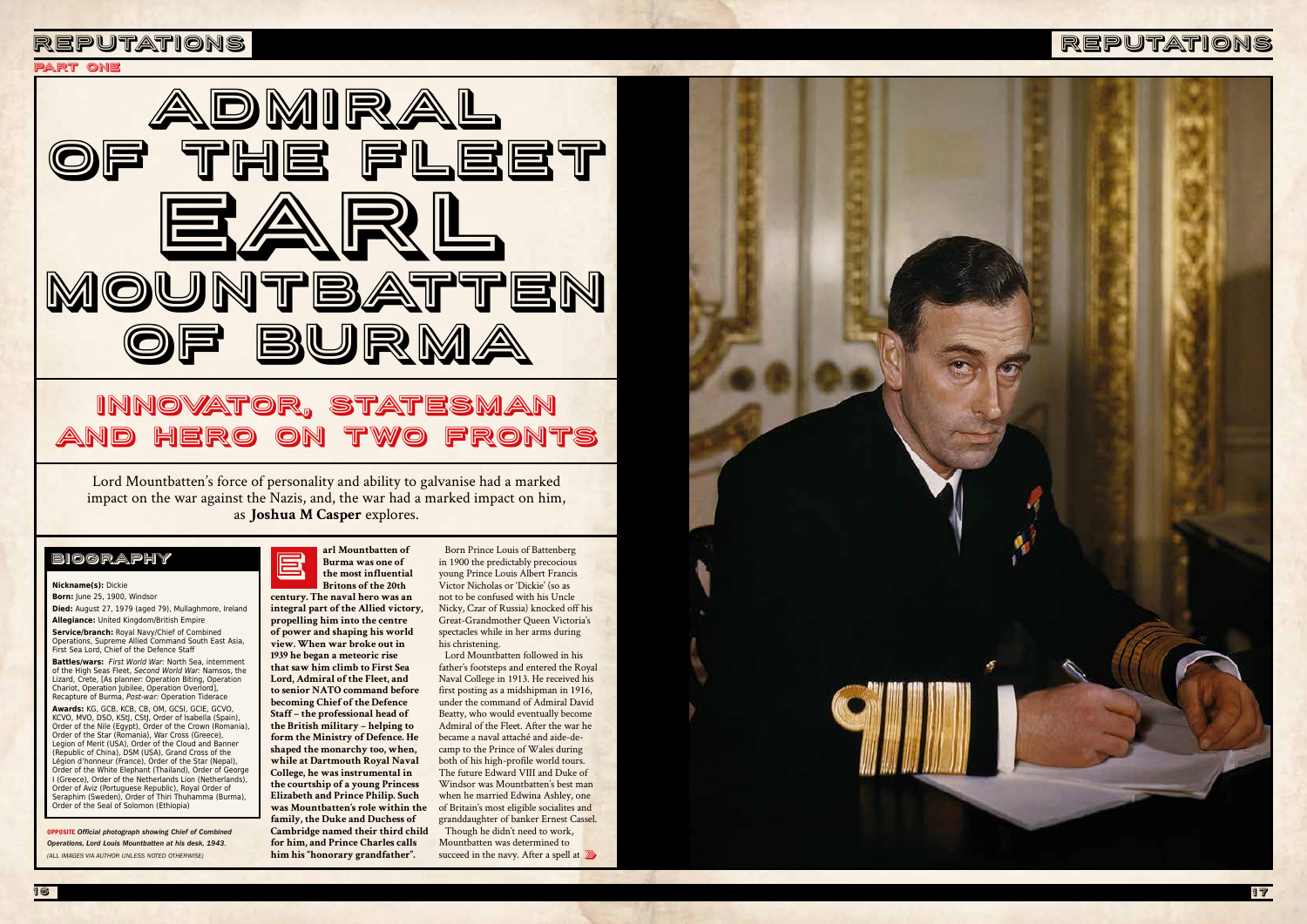PART ONE

# ADMIRAL OF THE FLEET EARL MOUNTBATTEN OF BURMA

## INNOVATOR, STATESMAN AND HERO ON TWO FRONTS

Lord Mountbatten's force of personality and ability to galvanise had a marked impact on the war against the Nazis, and, the war had a marked impact on him, as **Joshua M Casper** explores.

### BIOGRAPHY

**Nickname(s):** Dickie

**Born:** June 25, 1900, Windsor

**Died:** August 27, 1979 (aged 79), Mullaghmore, Ireland

**Allegiance:** United Kingdom/British Empire

**Service/branch:** Royal Navy/Chief of Combined Operations, Supreme Allied Command South East Asia, First Sea Lord, Chief of the Defence Staff

**Battles/wars:** *First World War*: North Sea, internment of the High Seas Fleet, *Second World War*: Namsos, the Lizard, Crete, [As planner: Operation Biting, Operation Chariot, Operation Jubilee, Operation Overlord], Recapture of Burma, *Post-war*: Operation Tiderace

**Awards:** KG, GCB, KCB, CB, OM, GCSI, GCIE, GCVO, KCVO, MVO, DSO, KStJ, CStJ, Order of Isabella (Spain), Order of the Nile (Egypt), Order of the Crown (Romania), Order of the Star (Romania), War Cross (Greece), Legion of Merit (USA), Order of the Cloud and Banner (Republic of China), DSM (USA), Grand Cross of the Légion d'honneur (France), Order of the Star (Nepal), Order of the White Elephant (Thailand), Order of George I (Greece), Order of the Netherlands Lion (Netherlands), Order of Aviz (Portuguese Republic), Royal Order of Seraphim (Sweden), Order of Thiri Thuhamma (Burma), Order of the Seal of Solomon (Ethiopia)

**OPPOSITE** *Official photograph showing Chief of Combined Operations, Lord Louis Mountbatten at his desk, 1943.*

*(ALL IMAGES VIA AUTHOR UNLESS NOTED OTHERWISE)*

**Earl Mountbatten of Burma was one of the most influential Britons of the 20th century. The naval hero was an integral part of the Allied victory, propelling him into the centre of power and shaping his world view. When war broke out in 1939 he began a meteoric rise that saw him climb to First Sea Lord, Admiral of the Fleet, and to senior NATO command before becoming Chief of the Defence Staff – the professional head of the British military – helping to form the Ministry of Defence. He shaped the monarchy too, when, while at Dartmouth Royal Naval College, he was instrumental in the courtship of a young Princess Elizabeth and Prince Philip. Such was Mountbatten's role within the family, the Duke and Duchess of Cambridge named their third child for him, and Prince Charles calls him his "honorary grandfather".**

Born Prince Louis of Battenberg in 1900 the predictably precocious young Prince Louis Albert Francis Victor Nicholas or 'Dickie' (so as not to be confused with his Uncle Nicky, Czar of Russia) knocked off his Great-Grandmother Queen Victoria's spectacles while in her arms during his christening.

Lord Mountbatten followed in his father's footsteps and entered the Royal Naval College in 1913. He received his first posting as a midshipman in 1916, under the command of Admiral David Beatty, who would eventually become Admiral of the Fleet. After the war he became a naval attaché and aide-de-camp to the Prince of Wales during both of his high-profile world tours. The future Edward VIII and Duke of Windsor was Mountbatten's best man when he married Edwina Ashley, one of Britain's most eligible socialites and granddaughter of banker Ernest Cassel.

Though he didn't need to work, Mountbatten was determined to succeed in the navy. After a spell at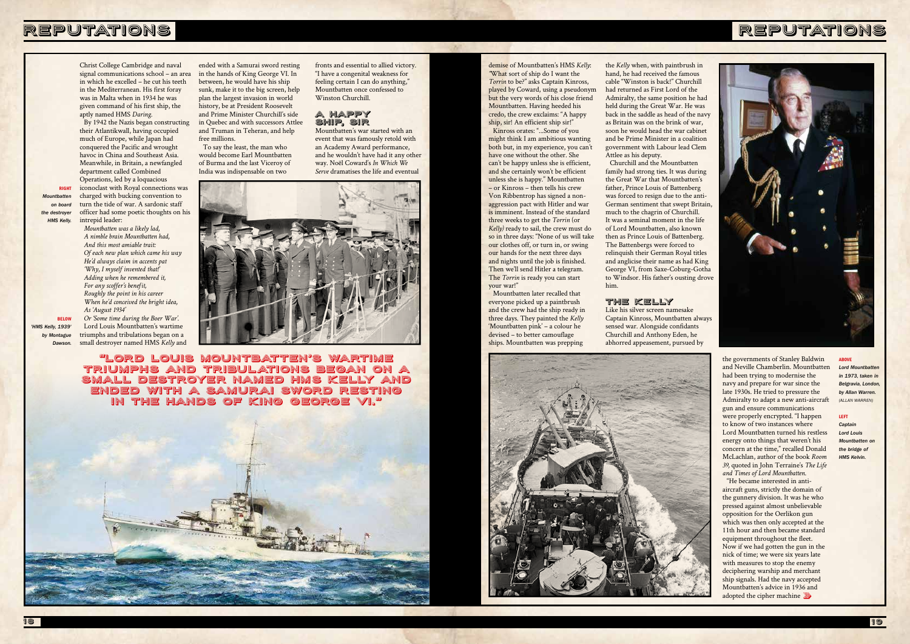Christ College Cambridge and naval signal communications school – an area in which he excelled – he cut his teeth in the Mediterranean. His first foray was in Malta when in 1934 he was given command of his first ship, the aptly named HMS *Daring*.

By 1942 the Nazis began constructing their Atlantikwall, having occupied much of Europe, while Japan had conquered the Pacific and wrought havoc in China and Southeast Asia. Meanwhile, in Britain, a newfangled department called Combined Operations, led by a loquacious iconoclast with Royal connections was charged with bucking convention to turn the tide of war. A sardonic staff officer had some poetic thoughts on his intrepid leader:

*Mountbatten was a likely lad,*
*A nimble brain Mountbatten had,*
*And this most amiable trait:*
*Of each new plan which came his way*
*He'd always claim in accents pat*
*'Why, I myself invented that!'*
*Adding when he remembered it,*
*For any scoffer's benefit,*
*Roughly the point in his career*
*When he'd conceived the bright idea,*
*As 'August 1934'*
*Or 'Some time during the Boer War'.*

Lord Louis Mountbatten's wartime triumphs and tribulations began on a small destroyer named HMS *Kelly* and ended with a Samurai sword resting in the hands of King George VI. In between, he would have his ship sunk, make it to the big screen, help plan the largest invasion in world history, be at President Roosevelt and Prime Minister Churchill's side in Quebec and with successors Attlee and Truman in Teheran, and help free millions.

To say the least, the man who would become Earl Mountbatten of Burma and the last Viceroy of India was indispensable on two fronts and essential to allied victory. "I have a congenital weakness for feeling certain I can do anything," Mountbatten once confessed to Winston Churchill.

**RIGHT** *Mountbatten on board the destroyer HMS Kelly.*

**BELOW** *'HMS Kelly, 1939' by Montague Dawson.*

> "LORD LOUIS MOUNTBATTEN'S WARTIME TRIUMPHS AND TRIBULATIONS BEGAN ON A SMALL DESTROYER NAMED HMS KELLY AND ENDED WITH A SAMURAI SWORD RESTING IN THE HANDS OF KING GEORGE VI."

## A HAPPY SHIP, SIR

Mountbatten's war started with an event that was famously retold with an Academy Award performance, and he wouldn't have had it any other way. Noël Coward's *In Which We Serve* dramatises the life and eventual demise of Mountbatten's HMS *Kelly*: "What sort of ship do I want the *Torrin* to be?" asks Captain Kinross, played by Coward, using a pseudonym but the very words of his close friend Mountbatten. Having heeded his credo, the crew exclaims: "A happy ship, sir! An efficient ship sir!"

Kinross orates: "...Some of you might think I am ambitious wanting both but, in my experience, you can't have one without the other. She can't be happy unless she is efficient, and she certainly won't be efficient unless she is happy." Mountbatten – or Kinross – then tells his crew Von Ribbentrop has signed a non-aggression pact with Hitler and war is imminent. Instead of the standard three weeks to get the *Torrin* (or *Kelly)* ready to sail, the crew must do so in three days: "None of us will take our clothes off, or turn in, or swing our hands for the next three days and nights until the job is finished. Then we'll send Hitler a telegram. The *Torrin* is ready you can start your war!"

Mountbatten later recalled that everyone picked up a paintbrush and the crew had the ship ready in three days. They painted the *Kelly* 'Mountbatten pink' – a colour he devised – to better camouflage ships. Mountbatten was prepping the *Kelly* when, with paintbrush in hand, he had received the famous cable "Winston is back!" Churchill had returned as First Lord of the Admiralty, the same position he had held during the Great War. He was back in the saddle as head of the navy as Britain was on the brink of war, soon he would head the war cabinet and be Prime Minister in a coalition government with Labour lead Clem Attlee as his deputy.

Churchill and the Mountbatten family had strong ties. It was during the Great War that Mountbatten's father, Prince Louis of Battenberg was forced to resign due to the anti-German sentiment that swept Britain, much to the chagrin of Churchill. It was a seminal moment in the life of Lord Mountbatten, also known then as Prince Louis of Battenberg. The Battenbergs were forced to relinquish their German Royal titles and anglicise their name as had King George VI, from Saxe-Coburg-Gotha to Windsor. His father's ousting drove him.

## THE KELLY

Like his silver screen namesake Captain Kinross, Mountbatten always sensed war. Alongside confidants Churchill and Anthony Eden, he abhorred appeasement, pursued by the governments of Stanley Baldwin and Neville Chamberlain. Mountbatten had been trying to modernise the navy and prepare for war since the late 1930s. He tried to pressure the Admiralty to adapt a new anti-aircraft gun and ensure communications were properly encrypted. "I happen to know of two instances where Lord Mountbatten turned his restless energy onto things that weren't his concern at the time," recalled Donald McLachlan, author of the book *Room 39*, quoted in John Terraine's *The Life and Times of Lord Mountbatten*.

"He became interested in anti-aircraft guns, strictly the domain of the gunnery division. It was he who pressed against almost unbelievable opposition for the Oerlikon gun which was then only accepted at the 11th hour and then became standard equipment throughout the fleet. Now if we had gotten the gun in the nick of time; we were six years late with measures to stop the enemy deciphering warship and merchant ship signals. Had the navy accepted Mountbatten's advice in 1936 and adopted the cipher machine

**ABOVE** *Lord Mountbatten in 1973, taken in Belgravia, London, by Allan Warren.* (ALLAN WARREN)

**LEFT** *Captain Lord Louis Mountbatten on the bridge of HMS Kelvin.*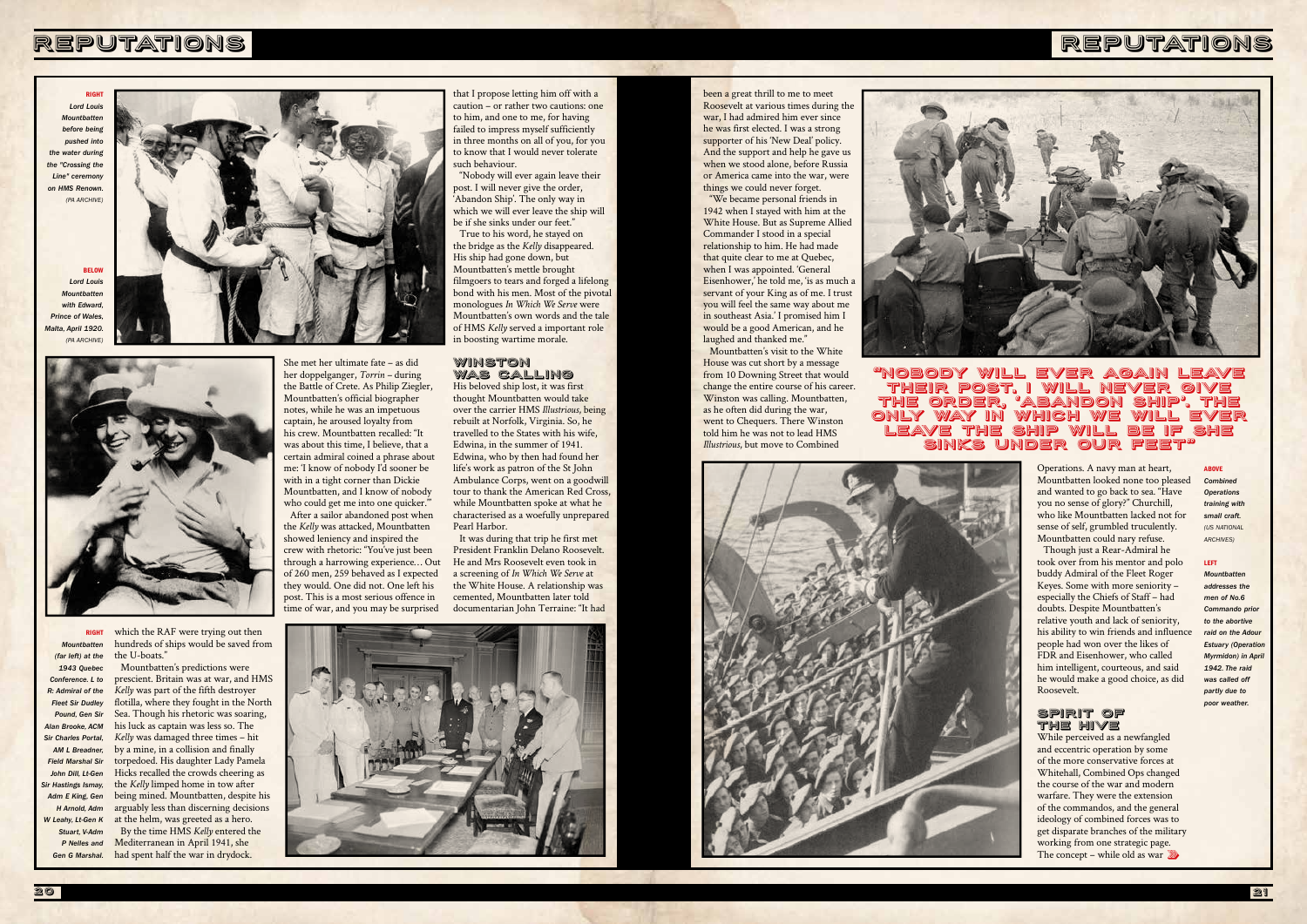**RIGHT** *Lord Louis Mountbatten before being pushed into the water during the "Crossing the Line" ceremony on HMS Renown. (PA ARCHIVE)*

**BELOW** *Lord Louis Mountbatten with Edward, Prince of Wales, Malta, April 1920. (PA ARCHIVE)*

which the RAF were trying out then hundreds of ships would be saved from the U-boats."

Mountbatten's predictions were prescient. Britain was at war, and HMS *Kelly* was part of the fifth destroyer flotilla, where they fought in the North Sea. Though his rhetoric was soaring, his luck as captain was less so. The *Kelly* was damaged three times – hit by a mine, in a collision and finally torpedoed. His daughter Lady Pamela Hicks recalled the crowds cheering as the *Kelly* limped home in tow after being mined. Mountbatten, despite his arguably less than discerning decisions at the helm, was greeted as a hero.

By the time HMS *Kelly* entered the Mediterranean in April 1941, she had spent half the war in drydock. She met her ultimate fate – as did her doppelganger, *Torrin* – during the Battle of Crete. As Philip Ziegler, Mountbatten's official biographer notes, while he was an impetuous captain, he aroused loyalty from his crew. Mountbatten recalled: "It was about this time, I believe, that a certain admiral coined a phrase about me: 'I know of nobody I'd sooner be with in a tight corner than Dickie Mountbatten, and I know of nobody who could get me into one quicker.'"

After a sailor abandoned post when the *Kelly* was attacked, Mountbatten showed leniency and inspired the crew with rhetoric: "You've just been through a harrowing experience… Out of 260 men, 259 behaved as I expected they would. One did not. One left his post. This is a most serious offence in time of war, and you may be surprised that I propose letting him off with a caution – or rather two cautions: one to him, and one to me, for having failed to impress myself sufficiently in three months on all of you, for you to know that I would never tolerate such behaviour.

"Nobody will ever again leave their post. I will never give the order, 'Abandon Ship'. The only way in which we will ever leave the ship will be if she sinks under our feet."

True to his word, he stayed on the bridge as the *Kelly* disappeared. His ship had gone down, but Mountbatten's mettle brought filmgoers to tears and forged a lifelong bond with his men. Most of the pivotal monologues *In Which We Serve* were Mountbatten's own words and the tale of HMS *Kelly* served a important role in boosting wartime morale.

**RIGHT** *Mountbatten (far left) at the 1943 Quebec Conference. L to R: Admiral of the Fleet Sir Dudley Pound, Gen Sir Alan Brooke, ACM Sir Charles Portal, AM L Breadner, Field Marshal Sir John Dill, Lt-Gen Sir Hastings Ismay, Adm E King, Gen H Arnold, Adm W Leahy, Lt-Gen K Stuart, V-Adm P Nelles and Gen G Marshal.*

## WINSTON WAS CALLING

His beloved ship lost, it was first thought Mountbatten would take over the carrier HMS *Illustrious*, being rebuilt at Norfolk, Virginia. So, he travelled to the States with his wife, Edwina, in the summer of 1941. Edwina, who by then had found her life's work as patron of the St John Ambulance Corps, went on a goodwill tour to thank the American Red Cross, while Mountbatten spoke at what he characterised as a woefully unprepared Pearl Harbor.

It was during that trip he first met President Franklin Delano Roosevelt. He and Mrs Roosevelt even took in a screening of *In Which We Serve* at the White House. A relationship was cemented, Mountbatten later told documentarian John Terraine: "It had been a great thrill to me to meet Roosevelt at various times during the war, I had admired him ever since he was first elected. I was a strong supporter of his 'New Deal' policy. And the support and help he gave us when we stood alone, before Russia or America came into the war, were things we could never forget.

"We became personal friends in 1942 when I stayed with him at the White House. But as Supreme Allied Commander I stood in a special relationship to him. He had made that quite clear to me at Quebec, when I was appointed. 'General Eisenhower,' he told me, 'is as much a servant of your King as of me. I trust you will feel the same way about me in southeast Asia.' I promised him I would be a good American, and he laughed and thanked me."

Mountbatten's visit to the White House was cut short by a message from 10 Downing Street that would change the entire course of his career. Winston was calling. Mountbatten, as he often did during the war, went to Chequers. There Winston told him he was not to lead HMS *Illustrious*, but move to Combined Operations. A navy man at heart, Mountbatten looked none too pleased and wanted to go back to sea. "Have you no sense of glory?" Churchill, who like Mountbatten lacked not for sense of self, grumbled truculently. Mountbatten could nary refuse.

Though just a Rear-Admiral he took over from his mentor and polo buddy Admiral of the Fleet Roger Keyes. Some with more seniority – especially the Chiefs of Staff – had doubts. Despite Mountbatten's relative youth and lack of seniority, his ability to win friends and influence people had won over the likes of FDR and Eisenhower, who called him intelligent, courteous, and said he would make a good choice, as did Roosevelt.

> "NOBODY WILL EVER AGAIN LEAVE THEIR POST. I WILL NEVER GIVE THE ORDER, 'ABANDON SHIP'. THE ONLY WAY IN WHICH WE WILL EVER LEAVE THE SHIP WILL BE IF SHE SINKS UNDER OUR FEET"

**ABOVE** *Combined Operations training with small craft. (US NATIONAL ARCHIVES)*

**LEFT** *Mountbatten addresses the men of No.6 Commando prior to the abortive raid on the Adour Estuary (Operation Myrmidon) in April 1942. The raid was called off partly due to poor weather.*

## SPIRIT OF THE HIVE

While perceived as a newfangled and eccentric operation by some of the more conservative forces at Whitehall, Combined Ops changed the course of the war and modern warfare. They were the extension of the commandos, and the general ideology of combined forces was to get disparate branches of the military working from one strategic page. The concept – while old as war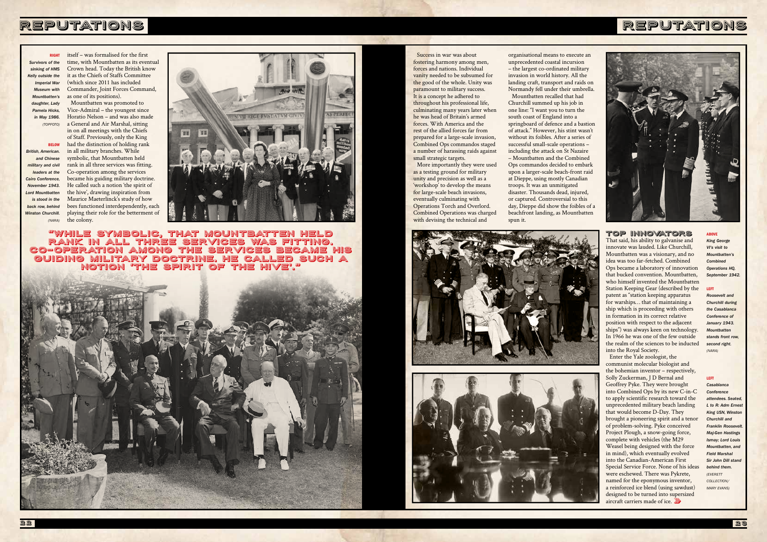**RIGHT** *Survivors of the sinking of HMS Kelly outside the Imperial War Museum with Mountbatten's daughter, Lady Pamela Hicks, in May 1986. (TOPFOTO)*

**BELOW** *British, American, and Chinese military and civil leaders at the Cairo Conference, November 1943. Lord Mountbatten is stood in the back row, behind Winston Churchill. (NARA)*

itself – was formalised for the first time, with Mountbatten as its eventual Crown head. Today the British know it as the Chiefs of Staffs Committee (which since 2011 has included Commander, Joint Forces Command, as one of its positions).

Mountbatten was promoted to Vice-Admiral – the youngest since Horatio Nelson – and was also made a General and Air Marshal, sitting in on all meetings with the Chiefs of Staff. Previously, only the King had the distinction of holding rank in all military branches. While symbolic, that Mountbatten held rank in all three services was fitting. Co-operation among the services became his guiding military doctrine. He called such a notion 'the spirit of the hive', drawing inspiration from Maurice Maeterlinck's study of how bees functioned interdependently, each playing their role for the betterment of the colony.

**"WHILE SYMBOLIC, THAT MOUNTBATTEN HELD RANK IN ALL THREE SERVICES WAS FITTING. CO-OPERATION AMONG THE SERVICES BECAME HIS GUIDING MILITARY DOCTRINE. HE CALLED SUCH A NOTION 'THE SPIRIT OF THE HIVE'."**

Success in war was about fostering harmony among men, forces and nations. Individual vanity needed to be subsumed for the good of the whole. Unity was paramount to military success. It is a concept he adhered to throughout his professional life, culminating many years later when he was head of Britain's armed forces. With America and the rest of the allied forces far from prepared for a large-scale invasion, Combined Ops commandos staged a number of harassing raids against small strategic targets.

More importantly they were used as a testing ground for military unity and precision as well as a 'workshop' to develop the means for large-scale beach invasions, eventually culminating with Operations Torch and Overlord. Combined Operations was charged with devising the technical and organisational means to execute an unprecedented coastal incursion – the largest co-ordinated military invasion in world history. All the landing craft, transport and raids on Normandy fell under their umbrella.

Mountbatten recalled that had Churchill summed up his job in one line: "I want you to turn the south coast of England into a springboard of defence and a bastion of attack." However, his stint wasn't without its foibles. After a series of successful small-scale operations – including the attack on St Nazaire – Mountbatten and the Combined Ops commandos decided to embark upon a larger-scale beach-front raid at Dieppe, using mostly Canadian troops. It was an unmitigated disaster. Thousands dead, injured, or captured. Controversial to this day, Dieppe did show the foibles of a beachfront landing, as Mountbatten spun it.

## TOP INNOVATORS

That said, his ability to galvanise and innovate was lauded. Like Churchill, Mountbatten was a visionary, and no idea was too far-fetched. Combined Ops became a laboratory of innovation that bucked convention. Mountbatten, who himself invented the Mountbatten Station Keeping Gear (described by the patent as "station keeping apparatus for warships… that of maintaining a ship which is proceeding with others in formation in its correct relative position with respect to the adjacent ships") was always keen on technology. In 1966 he was one of the few outside the realm of the sciences to be inducted into the Royal Society.

Enter the Yale zoologist, the communist molecular biologist and the bohemian inventor – respectively, Solly Zuckerman, J D Bernal and Geoffrey Pyke. They were brought into Combined Ops by its new C-in-C to apply scientific research toward the unprecedented military beach landing that would become D-Day. They brought a pioneering spirit and a tenor of problem-solving. Pyke conceived Project Plough, a snow-going force, complete with vehicles (the M29 Weasel being designed with the force in mind), which eventually evolved into the Canadian-American First Special Service Force. None of his ideas were eschewed. There was Pykrete, named for the eponymous inventor, a reinforced ice blend (using sawdust) designed to be turned into supersized aircraft carriers made of ice.

**ABOVE** *King George VI's visit to Mountbatten's Combined Operations HQ, September 1942.*

**LEFT** *Roosevelt and Churchill during the Casablanca Conference of January 1943. Mountbatten stands front row, second right. (NARA)*

**LEFT** *Casablanca Conference attendees. Seated, L to R: Adm Ernest King USN, Winston Churchill and Franklin Roosevelt. Maj-Gen Hastings Ismay; Lord Louis Mountbatten, and Field Marshal Sir John Dill stand behind them. (EVERETT COLLECTION/ MARY EVANS)*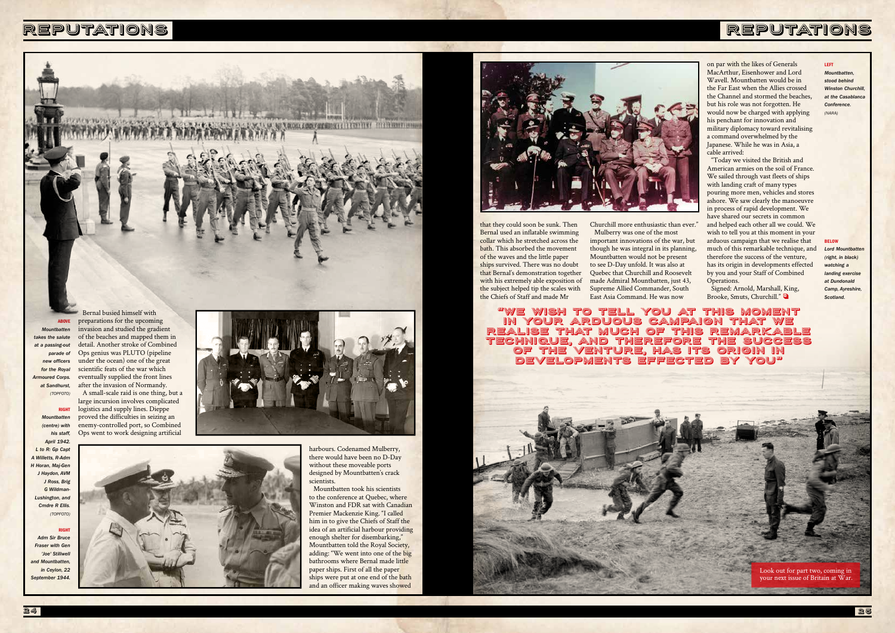**ABOVE** *Mountbatten takes the salute at a passing-out parade of new officers for the Royal Armoured Corps. at Sandhurst, (TOPFOTO)*

**RIGHT** *Mountbatten (centre) with his staff, April 1942. L to R: Gp Capt A Willetts, R-Adm H Horan, Maj-Gen J Haydon, AVM J Ross, Brig G Wildman-Lushington, and Cmdre R Ellis. (TOPFOTO)*

**RIGHT** *Adm Sir Bruce Fraser with Gen 'Joe' Stillwell and Mountbatten, in Ceylon, 22 September 1944.*

Bernal busied himself with preparations for the upcoming invasion and studied the gradient of the beaches and mapped them in detail. Another stroke of Combined Ops genius was PLUTO (pipeline under the ocean) one of the great scientific feats of the war which eventually supplied the front lines after the invasion of Normandy.

A small-scale raid is one thing, but a large incursion involves complicated logistics and supply lines. Dieppe proved the difficulties in seizing an enemy-controlled port, so Combined Ops went to work designing artificial harbours. Codenamed Mulberry, there would have been no D-Day without these moveable ports designed by Mountbatten's crack scientists.

Mountbatten took his scientists to the conference at Quebec, where Winston and FDR sat with Canadian Premier Mackenzie King. "I called him in to give the Chiefs of Staff the idea of an artificial harbour providing enough shelter for disembarking," Mountbatten told the Royal Society, adding: "We went into one of the big bathrooms where Bernal made little paper ships. First of all the paper ships were put at one end of the bath and an officer making waves showed that they could soon be sunk. Then Bernal used an inflatable swimming collar which he stretched across the bath. This absorbed the movement of the waves and the little paper ships survived. There was no doubt that Bernal's demonstration together with his extremely able exposition of the subject helped tip the scales with the Chiefs of Staff and made Mr Churchill more enthusiastic than ever."

Mulberry was one of the most important innovations of the war, but though he was integral in its planning, Mountbatten would not be present to see D-Day unfold. It was also at Quebec that Churchill and Roosevelt made Admiral Mountbatten, just 43, Supreme Allied Commander, South East Asia Command. He was now on par with the likes of Generals MacArthur, Eisenhower and Lord Wavell. Mountbatten would be in the Far East when the Allies crossed the Channel and stormed the beaches, but his role was not forgotten. He would now be charged with applying his penchant for innovation and military diplomacy toward revitalising a command overwhelmed by the Japanese. While he was in Asia, a cable arrived:

"Today we visited the British and American armies on the soil of France. We sailed through vast fleets of ships with landing craft of many types pouring more men, vehicles and stores ashore. We saw clearly the manoeuvre in process of rapid development. We have shared our secrets in common and helped each other all we could. We wish to tell you at this moment in your arduous campaign that we realise that much of this remarkable technique, and therefore the success of the venture, has its origin in developments effected by you and your Staff of Combined Operations.

Signed: Arnold, Marshall, King, Brooke, Smuts, Churchill."

**LEFT** *Mountbatten, stood behind Winston Churchill, at the Casablanca Conference. (NARA)*

**BELOW** *Lord Mountbatten (right, in black) watching a landing exercise at Dundonald Camp, Ayreshire, Scotland.*

## "WE WISH TO TELL YOU AT THIS MOMENT IN YOUR ARDUOUS CAMPAIGN THAT WE REALISE THAT MUCH OF THIS REMARKABLE TECHNIQUE, AND THEREFORE THE SUCCESS OF THE VENTURE, HAS ITS ORIGIN IN DEVELOPMENTS EFFECTED BY YOU"

Look out for part two, coming in your next issue of Britain at War.